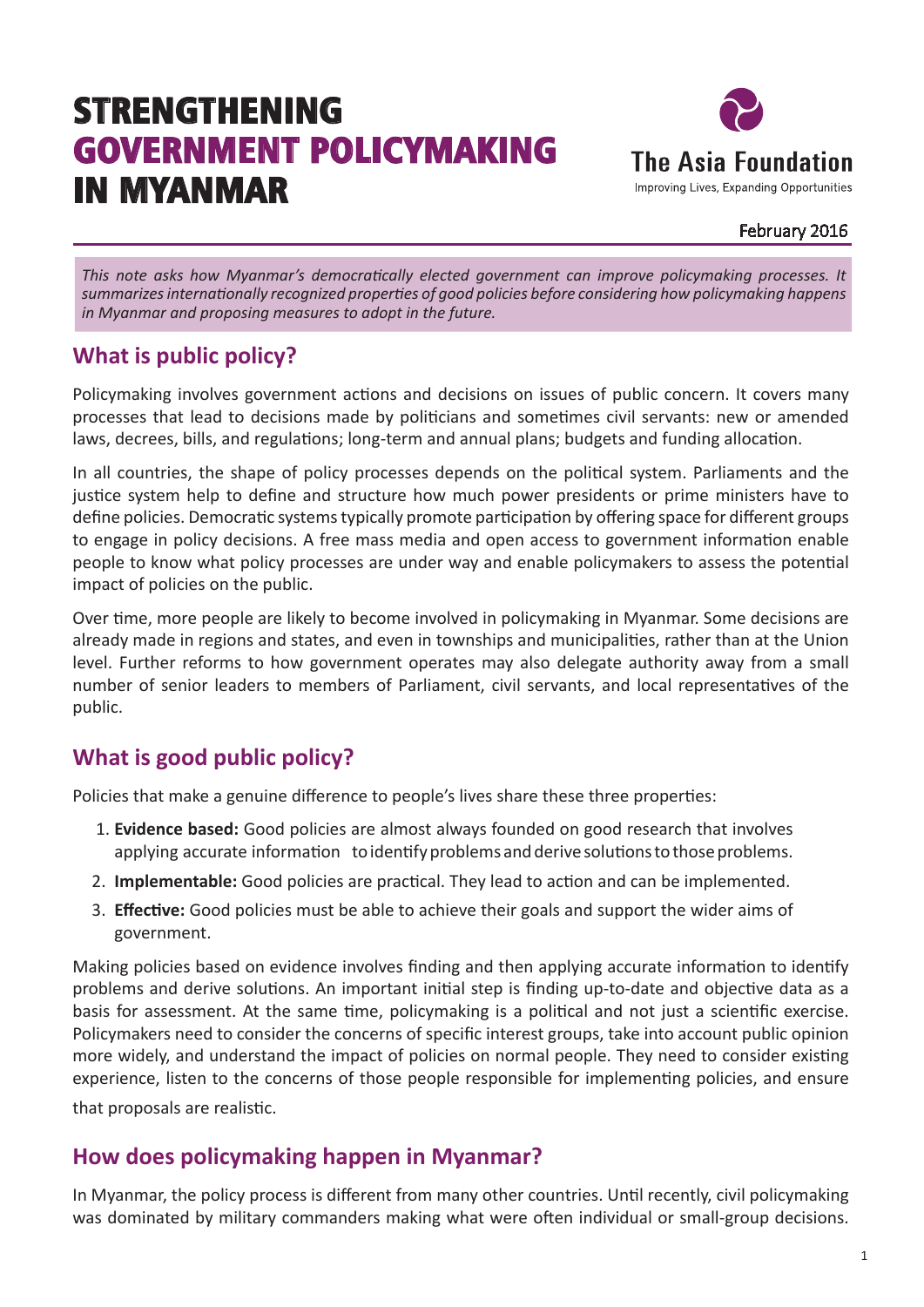# STRENGTHENING GOVERNMENT POLICYMAKING IN MYANMAR

The Asia Foundation

Improving Lives, Expanding Opportunities

February 2016

*This note asks how Myanmar's democratically elected government can improve policymaking processes. It summarizes internationally recognized properties of good policies before considering how policymaking happens in Myanmar and proposing measures to adopt in the future.*

## What is public policy?

Policymaking involves government actions and decisions on issues of public concern. It covers many processes that lead to decisions made by politicians and sometimes civil servants: new or amended laws, decrees, bills, and regulations; long-term and annual plans; budgets and funding allocation.

In all countries, the shape of policy processes depends on the political system. Parliaments and the justice system help to define and structure how much power presidents or prime ministers have to define policies. Democratic systems typically promote participation by offering space for different groups to engage in policy decisions. A free mass media and open access to government information enable people to know what policy processes are under way and enable policymakers to assess the potential impact of policies on the public.

Over time, more people are likely to become involved in policymaking in Myanmar. Some decisions are already made in regions and states, and even in townships and municipalities, rather than at the Union level. Further reforms to how government operates may also delegate authority away from a small number of senior leaders to members of Parliament, civil servants, and local representatives of the public.

## What is good public policy?

Policies that make a genuine difference to people's lives share these three properties:

1. **Evidence based:** Good policies are almost always founded on good research that involves applying accurate information to identify problems and derive solutions to those problems.
2. **Implementable:** Good policies are practical. They lead to action and can be implemented.
3. **Effective:** Good policies must be able to achieve their goals and support the wider aims of government.

Making policies based on evidence involves finding and then applying accurate information to identify problems and derive solutions. An important initial step is finding up-to-date and objective data as a basis for assessment. At the same time, policymaking is a political and not just a scientific exercise. Policymakers need to consider the concerns of specific interest groups, take into account public opinion more widely, and understand the impact of policies on normal people. They need to consider existing experience, listen to the concerns of those people responsible for implementing policies, and ensure that proposals are realistic.

## How does policymaking happen in Myanmar?

In Myanmar, the policy process is different from many other countries. Until recently, civil policymaking was dominated by military commanders making what were often individual or small-group decisions.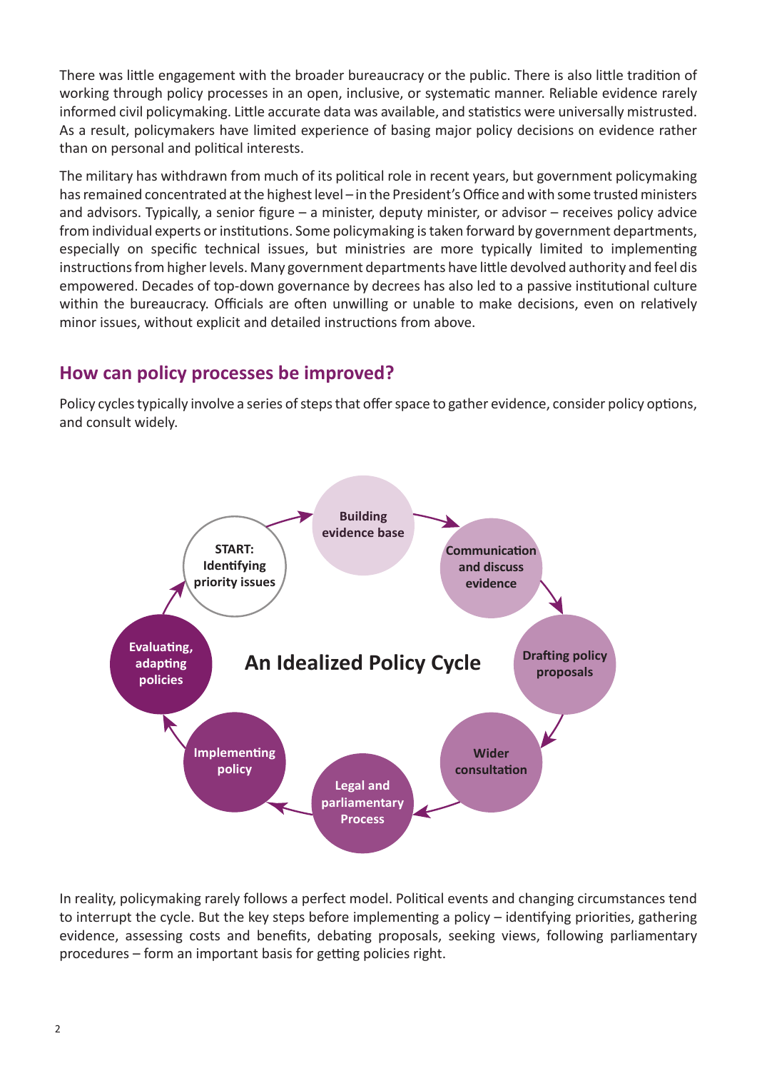There was little engagement with the broader bureaucracy or the public. There is also little tradition of working through policy processes in an open, inclusive, or systematic manner. Reliable evidence rarely informed civil policymaking. Little accurate data was available, and statistics were universally mistrusted. As a result, policymakers have limited experience of basing major policy decisions on evidence rather than on personal and political interests.

The military has withdrawn from much of its political role in recent years, but government policymaking has remained concentrated at the highest level – in the President's Office and with some trusted ministers and advisors. Typically, a senior figure – a minister, deputy minister, or advisor – receives policy advice from individual experts or institutions. Some policymaking is taken forward by government departments, especially on specific technical issues, but ministries are more typically limited to implementing instructions from higher levels. Many government departments have little devolved authority and feel dis empowered. Decades of top-down governance by decrees has also led to a passive institutional culture within the bureaucracy. Officials are often unwilling or unable to make decisions, even on relatively minor issues, without explicit and detailed instructions from above.

## How can policy processes be improved?

Policy cycles typically involve a series of steps that offer space to gather evidence, consider policy options, and consult widely.

**An Idealized Policy Cycle**

- **START: Identifying priority issues**
- **Building evidence base**
- **Communication and discuss evidence**
- **Drafting policy proposals**
- **Wider consultation**
- **Legal and parliamentary Process**
- **Implementing policy**
- **Evaluating, adapting policies**

In reality, policymaking rarely follows a perfect model. Political events and changing circumstances tend to interrupt the cycle. But the key steps before implementing a policy – identifying priorities, gathering evidence, assessing costs and benefits, debating proposals, seeking views, following parliamentary procedures – form an important basis for getting policies right.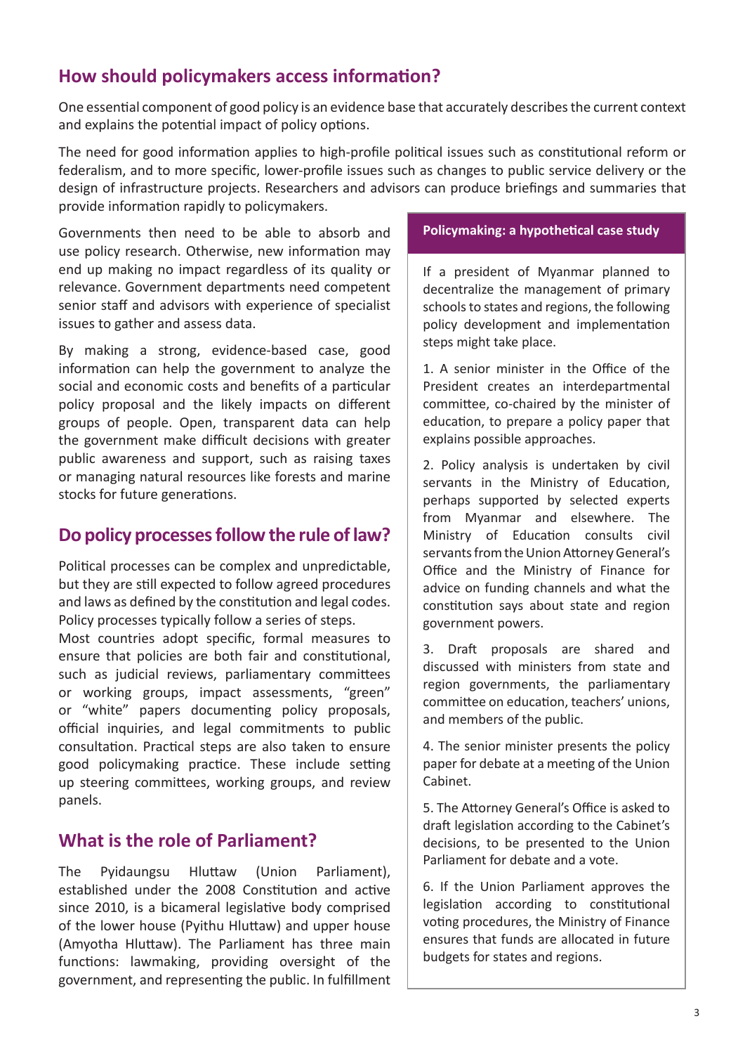## How should policymakers access information?

One essential component of good policy is an evidence base that accurately describes the current context and explains the potential impact of policy options.

The need for good information applies to high-profile political issues such as constitutional reform or federalism, and to more specific, lower-profile issues such as changes to public service delivery or the design of infrastructure projects. Researchers and advisors can produce briefings and summaries that provide information rapidly to policymakers.

Governments then need to be able to absorb and use policy research. Otherwise, new information may end up making no impact regardless of its quality or relevance. Government departments need competent senior staff and advisors with experience of specialist issues to gather and assess data.

By making a strong, evidence-based case, good information can help the government to analyze the social and economic costs and benefits of a particular policy proposal and the likely impacts on different groups of people. Open, transparent data can help the government make difficult decisions with greater public awareness and support, such as raising taxes or managing natural resources like forests and marine stocks for future generations.

## Do policy processes follow the rule of law?

Political processes can be complex and unpredictable, but they are still expected to follow agreed procedures and laws as defined by the constitution and legal codes. Policy processes typically follow a series of steps.

Most countries adopt specific, formal measures to ensure that policies are both fair and constitutional, such as judicial reviews, parliamentary committees or working groups, impact assessments, "green" or "white" papers documenting policy proposals, official inquiries, and legal commitments to public consultation. Practical steps are also taken to ensure good policymaking practice. These include setting up steering committees, working groups, and review panels.

## What is the role of Parliament?

The Pyidaungsu Hluttaw (Union Parliament), established under the 2008 Constitution and active since 2010, is a bicameral legislative body comprised of the lower house (Pyithu Hluttaw) and upper house (Amyotha Hluttaw). The Parliament has three main functions: lawmaking, providing oversight of the government, and representing the public. In fulfillment

**Policymaking: a hypothetical case study**

If a president of Myanmar planned to decentralize the management of primary schools to states and regions, the following policy development and implementation steps might take place.

1. A senior minister in the Office of the President creates an interdepartmental committee, co-chaired by the minister of education, to prepare a policy paper that explains possible approaches.

2. Policy analysis is undertaken by civil servants in the Ministry of Education, perhaps supported by selected experts from Myanmar and elsewhere. The Ministry of Education consults civil servants from the Union Attorney General's Office and the Ministry of Finance for advice on funding channels and what the constitution says about state and region government powers.

3. Draft proposals are shared and discussed with ministers from state and region governments, the parliamentary committee on education, teachers' unions, and members of the public.

4. The senior minister presents the policy paper for debate at a meeting of the Union Cabinet.

5. The Attorney General's Office is asked to draft legislation according to the Cabinet's decisions, to be presented to the Union Parliament for debate and a vote.

6. If the Union Parliament approves the legislation according to constitutional voting procedures, the Ministry of Finance ensures that funds are allocated in future budgets for states and regions.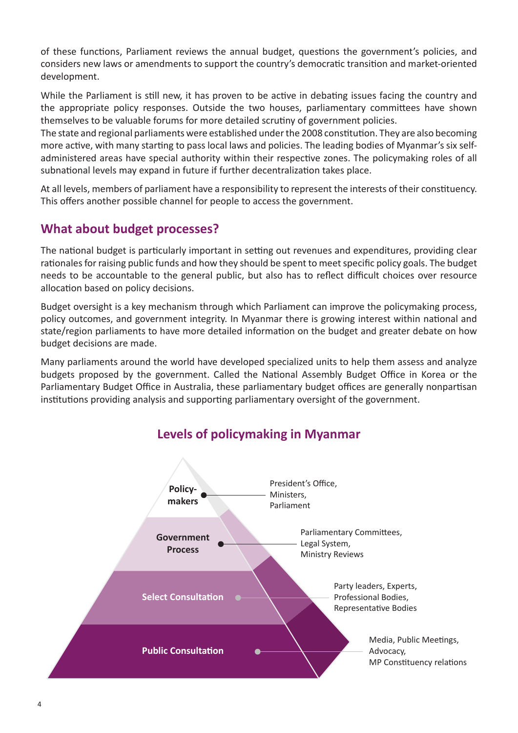of these functions, Parliament reviews the annual budget, questions the government's policies, and considers new laws or amendments to support the country's democratic transition and market-oriented development.

While the Parliament is still new, it has proven to be active in debating issues facing the country and the appropriate policy responses. Outside the two houses, parliamentary committees have shown themselves to be valuable forums for more detailed scrutiny of government policies.
The state and regional parliaments were established under the 2008 constitution. They are also becoming more active, with many starting to pass local laws and policies. The leading bodies of Myanmar's six self-administered areas have special authority within their respective zones. The policymaking roles of all subnational levels may expand in future if further decentralization takes place.

At all levels, members of parliament have a responsibility to represent the interests of their constituency. This offers another possible channel for people to access the government.

## What about budget processes?

The national budget is particularly important in setting out revenues and expenditures, providing clear rationales for raising public funds and how they should be spent to meet specific policy goals. The budget needs to be accountable to the general public, but also has to reflect difficult choices over resource allocation based on policy decisions.

Budget oversight is a key mechanism through which Parliament can improve the policymaking process, policy outcomes, and government integrity. In Myanmar there is growing interest within national and state/region parliaments to have more detailed information on the budget and greater debate on how budget decisions are made.

Many parliaments around the world have developed specialized units to help them assess and analyze budgets proposed by the government. Called the National Assembly Budget Office in Korea or the Parliamentary Budget Office in Australia, these parliamentary budget offices are generally nonpartisan institutions providing analysis and supporting parliamentary oversight of the government.

### Levels of policymaking in Myanmar

| Level | Examples |
|---|---|
| Policy-makers | President's Office, Ministers, Parliament |
| Government Process | Parliamentary Committees, Legal System, Ministry Reviews |
| Select Consultation | Party leaders, Experts, Professional Bodies, Representative Bodies |
| Public Consultation | Media, Public Meetings, Advocacy, MP Constituency relations |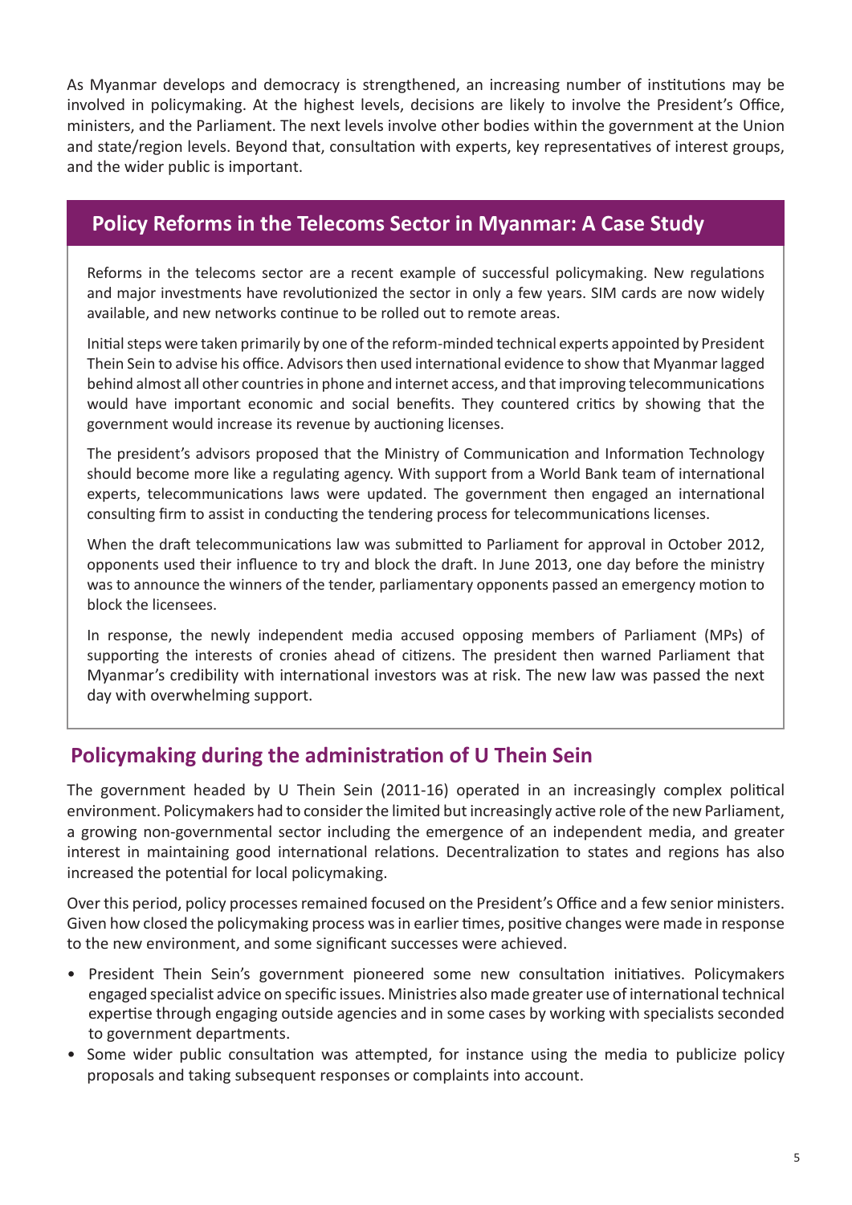As Myanmar develops and democracy is strengthened, an increasing number of institutions may be involved in policymaking. At the highest levels, decisions are likely to involve the President's Office, ministers, and the Parliament. The next levels involve other bodies within the government at the Union and state/region levels. Beyond that, consultation with experts, key representatives of interest groups, and the wider public is important.

## Policy Reforms in the Telecoms Sector in Myanmar: A Case Study

Reforms in the telecoms sector are a recent example of successful policymaking. New regulations and major investments have revolutionized the sector in only a few years. SIM cards are now widely available, and new networks continue to be rolled out to remote areas.

Initial steps were taken primarily by one of the reform-minded technical experts appointed by President Thein Sein to advise his office. Advisors then used international evidence to show that Myanmar lagged behind almost all other countries in phone and internet access, and that improving telecommunications would have important economic and social benefits. They countered critics by showing that the government would increase its revenue by auctioning licenses.

The president's advisors proposed that the Ministry of Communication and Information Technology should become more like a regulating agency. With support from a World Bank team of international experts, telecommunications laws were updated. The government then engaged an international consulting firm to assist in conducting the tendering process for telecommunications licenses.

When the draft telecommunications law was submitted to Parliament for approval in October 2012, opponents used their influence to try and block the draft. In June 2013, one day before the ministry was to announce the winners of the tender, parliamentary opponents passed an emergency motion to block the licensees.

In response, the newly independent media accused opposing members of Parliament (MPs) of supporting the interests of cronies ahead of citizens. The president then warned Parliament that Myanmar's credibility with international investors was at risk. The new law was passed the next day with overwhelming support.

## Policymaking during the administration of U Thein Sein

The government headed by U Thein Sein (2011-16) operated in an increasingly complex political environment. Policymakers had to consider the limited but increasingly active role of the new Parliament, a growing non-governmental sector including the emergence of an independent media, and greater interest in maintaining good international relations. Decentralization to states and regions has also increased the potential for local policymaking.

Over this period, policy processes remained focused on the President's Office and a few senior ministers. Given how closed the policymaking process was in earlier times, positive changes were made in response to the new environment, and some significant successes were achieved.

- President Thein Sein's government pioneered some new consultation initiatives. Policymakers engaged specialist advice on specific issues. Ministries also made greater use of international technical expertise through engaging outside agencies and in some cases by working with specialists seconded to government departments.
- Some wider public consultation was attempted, for instance using the media to publicize policy proposals and taking subsequent responses or complaints into account.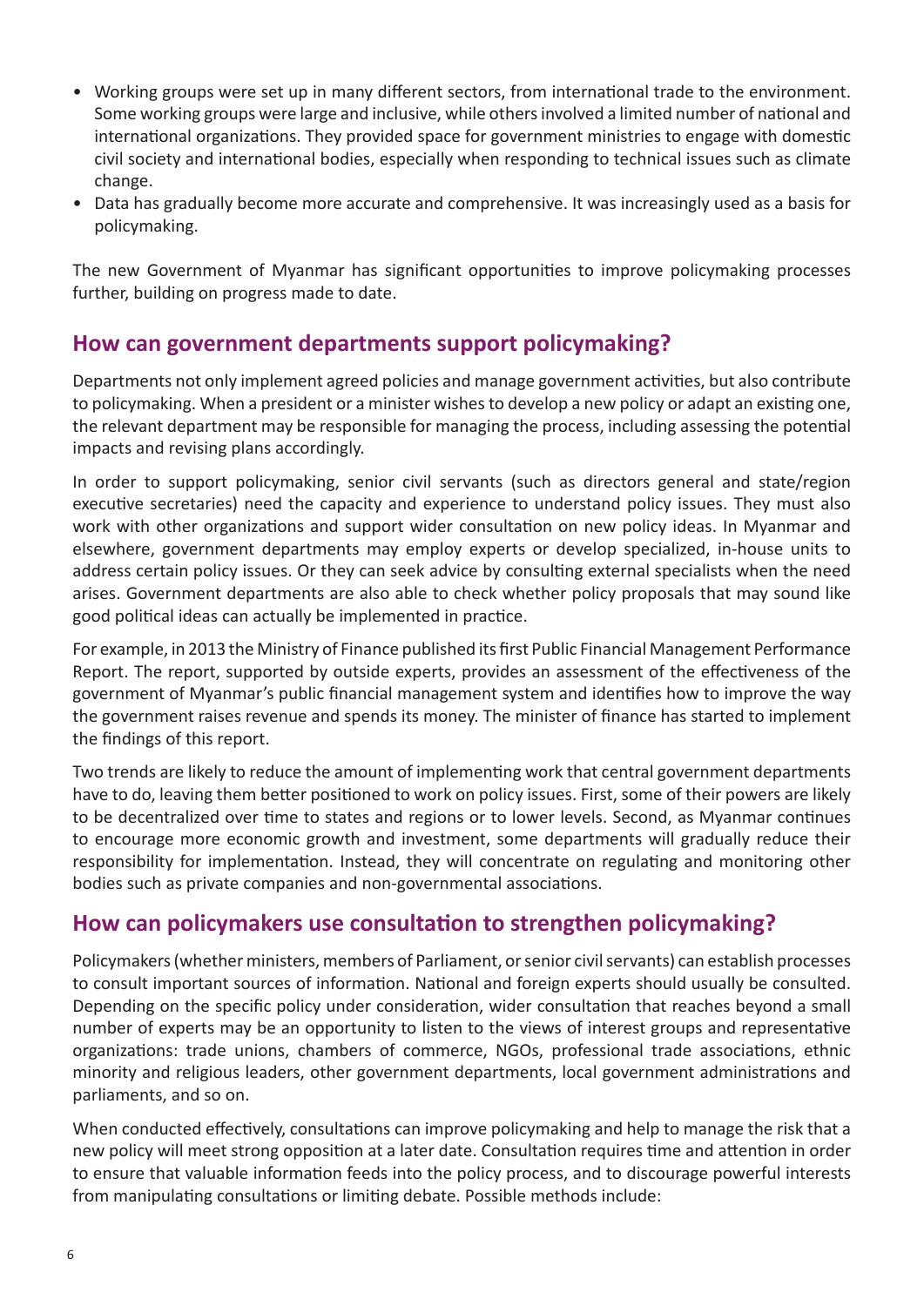- Working groups were set up in many different sectors, from international trade to the environment. Some working groups were large and inclusive, while others involved a limited number of national and international organizations. They provided space for government ministries to engage with domestic civil society and international bodies, especially when responding to technical issues such as climate change.
- Data has gradually become more accurate and comprehensive. It was increasingly used as a basis for policymaking.

The new Government of Myanmar has significant opportunities to improve policymaking processes further, building on progress made to date.

## How can government departments support policymaking?

Departments not only implement agreed policies and manage government activities, but also contribute to policymaking. When a president or a minister wishes to develop a new policy or adapt an existing one, the relevant department may be responsible for managing the process, including assessing the potential impacts and revising plans accordingly.

In order to support policymaking, senior civil servants (such as directors general and state/region executive secretaries) need the capacity and experience to understand policy issues. They must also work with other organizations and support wider consultation on new policy ideas. In Myanmar and elsewhere, government departments may employ experts or develop specialized, in-house units to address certain policy issues. Or they can seek advice by consulting external specialists when the need arises. Government departments are also able to check whether policy proposals that may sound like good political ideas can actually be implemented in practice.

For example, in 2013 the Ministry of Finance published its first Public Financial Management Performance Report. The report, supported by outside experts, provides an assessment of the effectiveness of the government of Myanmar's public financial management system and identifies how to improve the way the government raises revenue and spends its money. The minister of finance has started to implement the findings of this report.

Two trends are likely to reduce the amount of implementing work that central government departments have to do, leaving them better positioned to work on policy issues. First, some of their powers are likely to be decentralized over time to states and regions or to lower levels. Second, as Myanmar continues to encourage more economic growth and investment, some departments will gradually reduce their responsibility for implementation. Instead, they will concentrate on regulating and monitoring other bodies such as private companies and non-governmental associations.

## How can policymakers use consultation to strengthen policymaking?

Policymakers (whether ministers, members of Parliament, or senior civil servants) can establish processes to consult important sources of information. National and foreign experts should usually be consulted. Depending on the specific policy under consideration, wider consultation that reaches beyond a small number of experts may be an opportunity to listen to the views of interest groups and representative organizations: trade unions, chambers of commerce, NGOs, professional trade associations, ethnic minority and religious leaders, other government departments, local government administrations and parliaments, and so on.

When conducted effectively, consultations can improve policymaking and help to manage the risk that a new policy will meet strong opposition at a later date. Consultation requires time and attention in order to ensure that valuable information feeds into the policy process, and to discourage powerful interests from manipulating consultations or limiting debate. Possible methods include: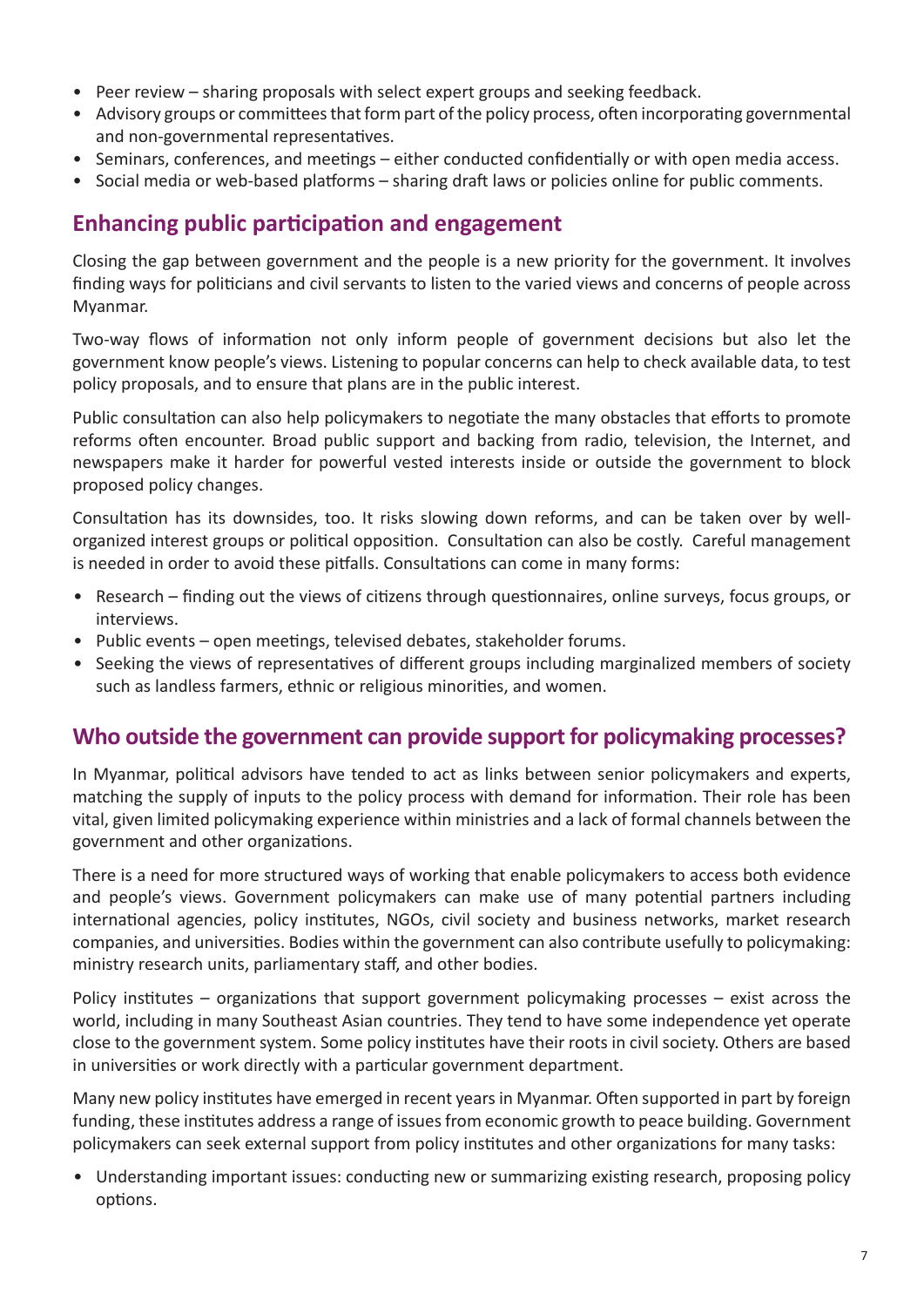- Peer review – sharing proposals with select expert groups and seeking feedback.
- Advisory groups or committees that form part of the policy process, often incorporating governmental and non-governmental representatives.
- Seminars, conferences, and meetings – either conducted confidentially or with open media access.
- Social media or web-based platforms – sharing draft laws or policies online for public comments.

## Enhancing public participation and engagement

Closing the gap between government and the people is a new priority for the government. It involves finding ways for politicians and civil servants to listen to the varied views and concerns of people across Myanmar.

Two-way flows of information not only inform people of government decisions but also let the government know people's views. Listening to popular concerns can help to check available data, to test policy proposals, and to ensure that plans are in the public interest.

Public consultation can also help policymakers to negotiate the many obstacles that efforts to promote reforms often encounter. Broad public support and backing from radio, television, the Internet, and newspapers make it harder for powerful vested interests inside or outside the government to block proposed policy changes.

Consultation has its downsides, too. It risks slowing down reforms, and can be taken over by well-organized interest groups or political opposition. Consultation can also be costly. Careful management is needed in order to avoid these pitfalls. Consultations can come in many forms:

- Research – finding out the views of citizens through questionnaires, online surveys, focus groups, or interviews.
- Public events – open meetings, televised debates, stakeholder forums.
- Seeking the views of representatives of different groups including marginalized members of society such as landless farmers, ethnic or religious minorities, and women.

## Who outside the government can provide support for policymaking processes?

In Myanmar, political advisors have tended to act as links between senior policymakers and experts, matching the supply of inputs to the policy process with demand for information. Their role has been vital, given limited policymaking experience within ministries and a lack of formal channels between the government and other organizations.

There is a need for more structured ways of working that enable policymakers to access both evidence and people's views. Government policymakers can make use of many potential partners including international agencies, policy institutes, NGOs, civil society and business networks, market research companies, and universities. Bodies within the government can also contribute usefully to policymaking: ministry research units, parliamentary staff, and other bodies.

Policy institutes – organizations that support government policymaking processes – exist across the world, including in many Southeast Asian countries. They tend to have some independence yet operate close to the government system. Some policy institutes have their roots in civil society. Others are based in universities or work directly with a particular government department.

Many new policy institutes have emerged in recent years in Myanmar. Often supported in part by foreign funding, these institutes address a range of issues from economic growth to peace building. Government policymakers can seek external support from policy institutes and other organizations for many tasks:

- Understanding important issues: conducting new or summarizing existing research, proposing policy options.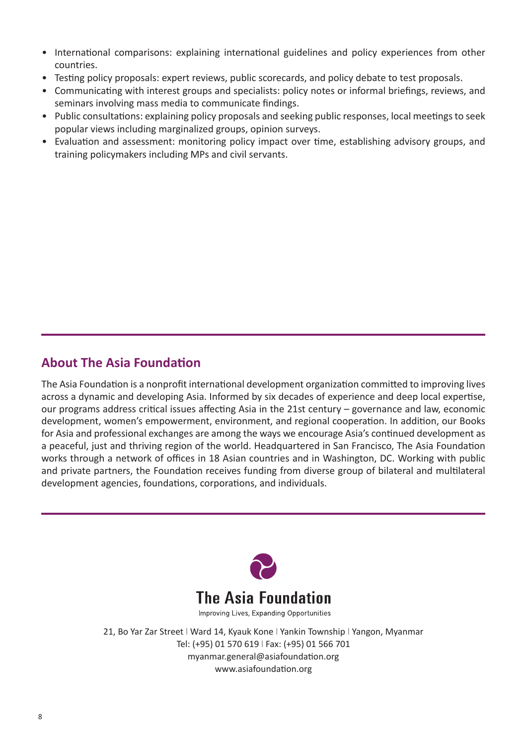- International comparisons: explaining international guidelines and policy experiences from other countries.
- Testing policy proposals: expert reviews, public scorecards, and policy debate to test proposals.
- Communicating with interest groups and specialists: policy notes or informal briefings, reviews, and seminars involving mass media to communicate findings.
- Public consultations: explaining policy proposals and seeking public responses, local meetings to seek popular views including marginalized groups, opinion surveys.
- Evaluation and assessment: monitoring policy impact over time, establishing advisory groups, and training policymakers including MPs and civil servants.

## About The Asia Foundation

The Asia Foundation is a nonprofit international development organization committed to improving lives across a dynamic and developing Asia. Informed by six decades of experience and deep local expertise, our programs address critical issues affecting Asia in the 21st century – governance and law, economic development, women's empowerment, environment, and regional cooperation. In addition, our Books for Asia and professional exchanges are among the ways we encourage Asia's continued development as a peaceful, just and thriving region of the world. Headquartered in San Francisco, The Asia Foundation works through a network of offices in 18 Asian countries and in Washington, DC. Working with public and private partners, the Foundation receives funding from diverse group of bilateral and multilateral development agencies, foundations, corporations, and individuals.

The Asia Foundation

Improving Lives, Expanding Opportunities

21, Bo Yar Zar Street | Ward 14, Kyauk Kone | Yankin Township | Yangon, Myanmar
Tel: (+95) 01 570 619 | Fax: (+95) 01 566 701
myanmar.general@asiafoundation.org
www.asiafoundation.org